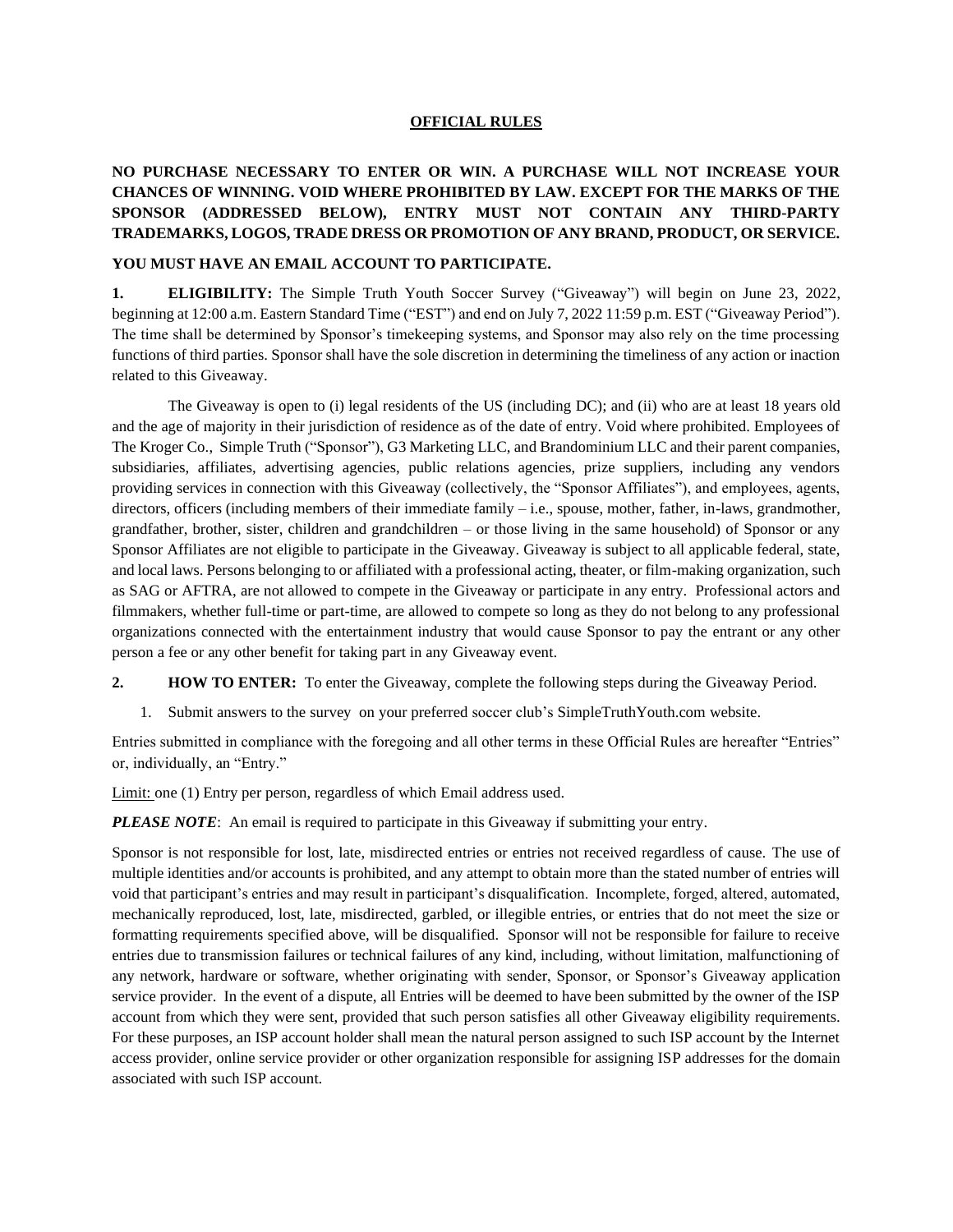# OFFICIAL RULES

**NO PURCHASE NECESSARY TO ENTER OR WIN. A PURCHASE WILL NOT INCREASE YOUR CHANCES OF WINNING. VOID WHERE PROHIBITED BY LAW. EXCEPT FOR THE MARKS OF THE SPONSOR (ADDRESSED BELOW), ENTRY MUST NOT CONTAIN ANY THIRD-PARTY TRADEMARKS, LOGOS, TRADE DRESS OR PROMOTION OF ANY BRAND, PRODUCT, OR SERVICE.**

**YOU MUST HAVE AN EMAIL ACCOUNT TO PARTICIPATE.**

**1. ELIGIBILITY:** The Simple Truth Youth Soccer Survey ("Giveaway") will begin on June 23, 2022, beginning at 12:00 a.m. Eastern Standard Time ("EST") and end on July 7, 2022 11:59 p.m. EST ("Giveaway Period"). The time shall be determined by Sponsor's timekeeping systems, and Sponsor may also rely on the time processing functions of third parties. Sponsor shall have the sole discretion in determining the timeliness of any action or inaction related to this Giveaway.

The Giveaway is open to (i) legal residents of the US (including DC); and (ii) who are at least 18 years old and the age of majority in their jurisdiction of residence as of the date of entry. Void where prohibited. Employees of The Kroger Co., Simple Truth ("Sponsor"), G3 Marketing LLC, and Brandominium LLC and their parent companies, subsidiaries, affiliates, advertising agencies, public relations agencies, prize suppliers, including any vendors providing services in connection with this Giveaway (collectively, the "Sponsor Affiliates"), and employees, agents, directors, officers (including members of their immediate family – i.e., spouse, mother, father, in-laws, grandmother, grandfather, brother, sister, children and grandchildren – or those living in the same household) of Sponsor or any Sponsor Affiliates are not eligible to participate in the Giveaway. Giveaway is subject to all applicable federal, state, and local laws. Persons belonging to or affiliated with a professional acting, theater, or film-making organization, such as SAG or AFTRA, are not allowed to compete in the Giveaway or participate in any entry. Professional actors and filmmakers, whether full-time or part-time, are allowed to compete so long as they do not belong to any professional organizations connected with the entertainment industry that would cause Sponsor to pay the entrant or any other person a fee or any other benefit for taking part in any Giveaway event.

**2. HOW TO ENTER:** To enter the Giveaway, complete the following steps during the Giveaway Period.

1. Submit answers to the survey on your preferred soccer club's SimpleTruthYouth.com website.

Entries submitted in compliance with the foregoing and all other terms in these Official Rules are hereafter "Entries" or, individually, an "Entry."

Limit: one (1) Entry per person, regardless of which Email address used.

***PLEASE NOTE***: An email is required to participate in this Giveaway if submitting your entry.

Sponsor is not responsible for lost, late, misdirected entries or entries not received regardless of cause. The use of multiple identities and/or accounts is prohibited, and any attempt to obtain more than the stated number of entries will void that participant's entries and may result in participant's disqualification. Incomplete, forged, altered, automated, mechanically reproduced, lost, late, misdirected, garbled, or illegible entries, or entries that do not meet the size or formatting requirements specified above, will be disqualified. Sponsor will not be responsible for failure to receive entries due to transmission failures or technical failures of any kind, including, without limitation, malfunctioning of any network, hardware or software, whether originating with sender, Sponsor, or Sponsor's Giveaway application service provider. In the event of a dispute, all Entries will be deemed to have been submitted by the owner of the ISP account from which they were sent, provided that such person satisfies all other Giveaway eligibility requirements. For these purposes, an ISP account holder shall mean the natural person assigned to such ISP account by the Internet access provider, online service provider or other organization responsible for assigning ISP addresses for the domain associated with such ISP account.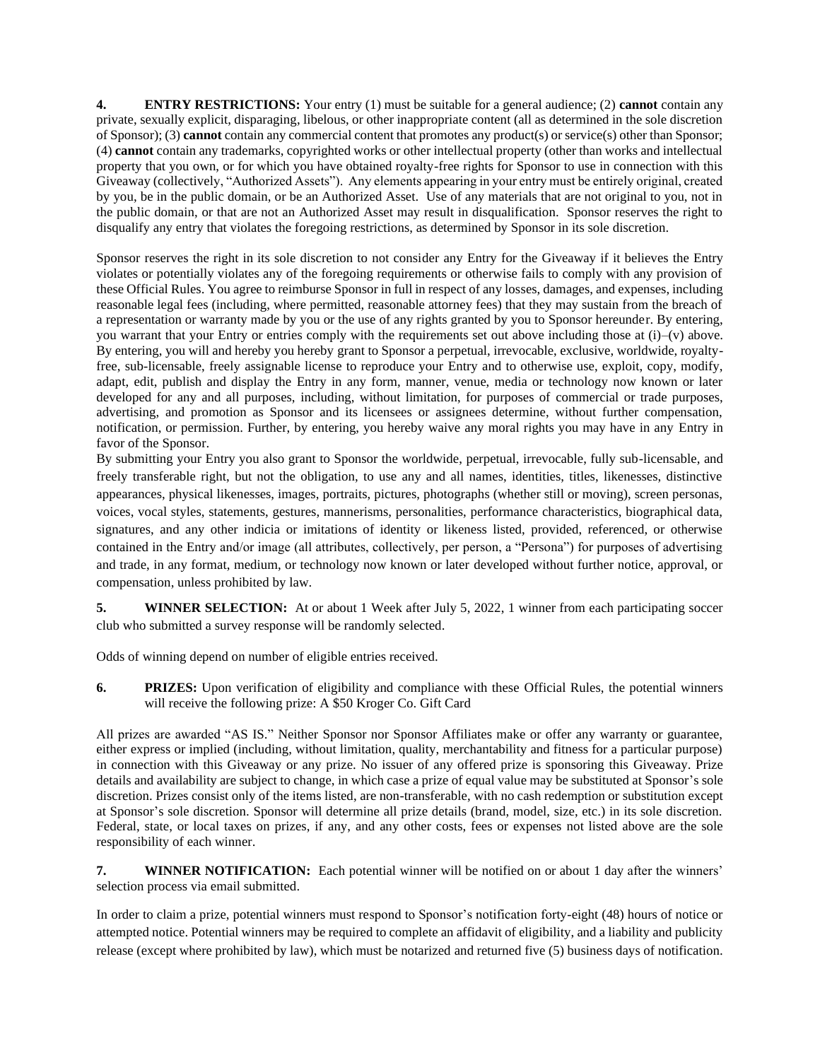**4. ENTRY RESTRICTIONS:** Your entry (1) must be suitable for a general audience; (2) **cannot** contain any private, sexually explicit, disparaging, libelous, or other inappropriate content (all as determined in the sole discretion of Sponsor); (3) **cannot** contain any commercial content that promotes any product(s) or service(s) other than Sponsor; (4) **cannot** contain any trademarks, copyrighted works or other intellectual property (other than works and intellectual property that you own, or for which you have obtained royalty-free rights for Sponsor to use in connection with this Giveaway (collectively, "Authorized Assets"). Any elements appearing in your entry must be entirely original, created by you, be in the public domain, or be an Authorized Asset. Use of any materials that are not original to you, not in the public domain, or that are not an Authorized Asset may result in disqualification. Sponsor reserves the right to disqualify any entry that violates the foregoing restrictions, as determined by Sponsor in its sole discretion.

Sponsor reserves the right in its sole discretion to not consider any Entry for the Giveaway if it believes the Entry violates or potentially violates any of the foregoing requirements or otherwise fails to comply with any provision of these Official Rules. You agree to reimburse Sponsor in full in respect of any losses, damages, and expenses, including reasonable legal fees (including, where permitted, reasonable attorney fees) that they may sustain from the breach of a representation or warranty made by you or the use of any rights granted by you to Sponsor hereunder. By entering, you warrant that your Entry or entries comply with the requirements set out above including those at (i)–(v) above. By entering, you will and hereby you hereby grant to Sponsor a perpetual, irrevocable, exclusive, worldwide, royalty-free, sub-licensable, freely assignable license to reproduce your Entry and to otherwise use, exploit, copy, modify, adapt, edit, publish and display the Entry in any form, manner, venue, media or technology now known or later developed for any and all purposes, including, without limitation, for purposes of commercial or trade purposes, advertising, and promotion as Sponsor and its licensees or assignees determine, without further compensation, notification, or permission. Further, by entering, you hereby waive any moral rights you may have in any Entry in favor of the Sponsor.

By submitting your Entry you also grant to Sponsor the worldwide, perpetual, irrevocable, fully sub-licensable, and freely transferable right, but not the obligation, to use any and all names, identities, titles, likenesses, distinctive appearances, physical likenesses, images, portraits, pictures, photographs (whether still or moving), screen personas, voices, vocal styles, statements, gestures, mannerisms, personalities, performance characteristics, biographical data, signatures, and any other indicia or imitations of identity or likeness listed, provided, referenced, or otherwise contained in the Entry and/or image (all attributes, collectively, per person, a "Persona") for purposes of advertising and trade, in any format, medium, or technology now known or later developed without further notice, approval, or compensation, unless prohibited by law.

**5. WINNER SELECTION:** At or about 1 Week after July 5, 2022, 1 winner from each participating soccer club who submitted a survey response will be randomly selected.

Odds of winning depend on number of eligible entries received.

**6. PRIZES:** Upon verification of eligibility and compliance with these Official Rules, the potential winners will receive the following prize: A $50 Kroger Co. Gift Card

All prizes are awarded "AS IS." Neither Sponsor nor Sponsor Affiliates make or offer any warranty or guarantee, either express or implied (including, without limitation, quality, merchantability and fitness for a particular purpose) in connection with this Giveaway or any prize. No issuer of any offered prize is sponsoring this Giveaway. Prize details and availability are subject to change, in which case a prize of equal value may be substituted at Sponsor's sole discretion. Prizes consist only of the items listed, are non-transferable, with no cash redemption or substitution except at Sponsor's sole discretion. Sponsor will determine all prize details (brand, model, size, etc.) in its sole discretion. Federal, state, or local taxes on prizes, if any, and any other costs, fees or expenses not listed above are the sole responsibility of each winner.

**7. WINNER NOTIFICATION:** Each potential winner will be notified on or about 1 day after the winners' selection process via email submitted.

In order to claim a prize, potential winners must respond to Sponsor's notification forty-eight (48) hours of notice or attempted notice. Potential winners may be required to complete an affidavit of eligibility, and a liability and publicity release (except where prohibited by law), which must be notarized and returned five (5) business days of notification.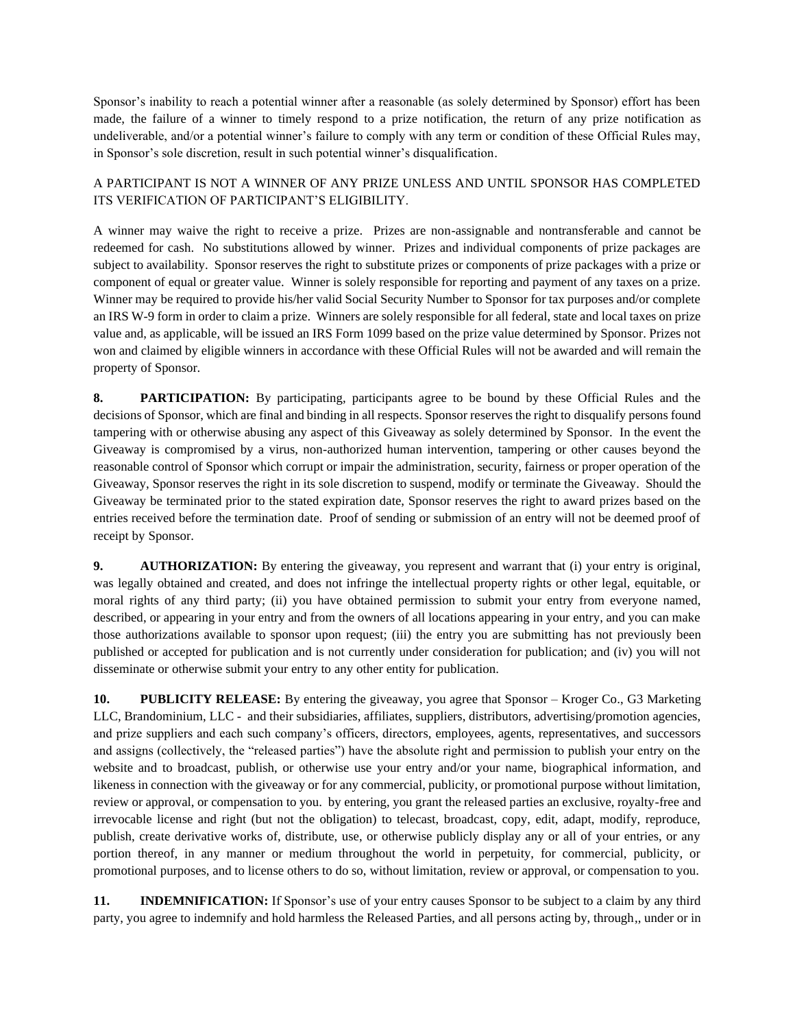Sponsor's inability to reach a potential winner after a reasonable (as solely determined by Sponsor) effort has been made, the failure of a winner to timely respond to a prize notification, the return of any prize notification as undeliverable, and/or a potential winner's failure to comply with any term or condition of these Official Rules may, in Sponsor's sole discretion, result in such potential winner's disqualification.

A PARTICIPANT IS NOT A WINNER OF ANY PRIZE UNLESS AND UNTIL SPONSOR HAS COMPLETED ITS VERIFICATION OF PARTICIPANT'S ELIGIBILITY.

A winner may waive the right to receive a prize. Prizes are non-assignable and nontransferable and cannot be redeemed for cash. No substitutions allowed by winner. Prizes and individual components of prize packages are subject to availability. Sponsor reserves the right to substitute prizes or components of prize packages with a prize or component of equal or greater value. Winner is solely responsible for reporting and payment of any taxes on a prize. Winner may be required to provide his/her valid Social Security Number to Sponsor for tax purposes and/or complete an IRS W-9 form in order to claim a prize. Winners are solely responsible for all federal, state and local taxes on prize value and, as applicable, will be issued an IRS Form 1099 based on the prize value determined by Sponsor. Prizes not won and claimed by eligible winners in accordance with these Official Rules will not be awarded and will remain the property of Sponsor.

**8. PARTICIPATION:** By participating, participants agree to be bound by these Official Rules and the decisions of Sponsor, which are final and binding in all respects. Sponsor reserves the right to disqualify persons found tampering with or otherwise abusing any aspect of this Giveaway as solely determined by Sponsor. In the event the Giveaway is compromised by a virus, non-authorized human intervention, tampering or other causes beyond the reasonable control of Sponsor which corrupt or impair the administration, security, fairness or proper operation of the Giveaway, Sponsor reserves the right in its sole discretion to suspend, modify or terminate the Giveaway. Should the Giveaway be terminated prior to the stated expiration date, Sponsor reserves the right to award prizes based on the entries received before the termination date. Proof of sending or submission of an entry will not be deemed proof of receipt by Sponsor.

**9. AUTHORIZATION:** By entering the giveaway, you represent and warrant that (i) your entry is original, was legally obtained and created, and does not infringe the intellectual property rights or other legal, equitable, or moral rights of any third party; (ii) you have obtained permission to submit your entry from everyone named, described, or appearing in your entry and from the owners of all locations appearing in your entry, and you can make those authorizations available to sponsor upon request; (iii) the entry you are submitting has not previously been published or accepted for publication and is not currently under consideration for publication; and (iv) you will not disseminate or otherwise submit your entry to any other entity for publication.

**10. PUBLICITY RELEASE:** By entering the giveaway, you agree that Sponsor – Kroger Co., G3 Marketing LLC, Brandominium, LLC - and their subsidiaries, affiliates, suppliers, distributors, advertising/promotion agencies, and prize suppliers and each such company's officers, directors, employees, agents, representatives, and successors and assigns (collectively, the "released parties") have the absolute right and permission to publish your entry on the website and to broadcast, publish, or otherwise use your entry and/or your name, biographical information, and likeness in connection with the giveaway or for any commercial, publicity, or promotional purpose without limitation, review or approval, or compensation to you. by entering, you grant the released parties an exclusive, royalty-free and irrevocable license and right (but not the obligation) to telecast, broadcast, copy, edit, adapt, modify, reproduce, publish, create derivative works of, distribute, use, or otherwise publicly display any or all of your entries, or any portion thereof, in any manner or medium throughout the world in perpetuity, for commercial, publicity, or promotional purposes, and to license others to do so, without limitation, review or approval, or compensation to you.

**11. INDEMNIFICATION:** If Sponsor's use of your entry causes Sponsor to be subject to a claim by any third party, you agree to indemnify and hold harmless the Released Parties, and all persons acting by, through,, under or in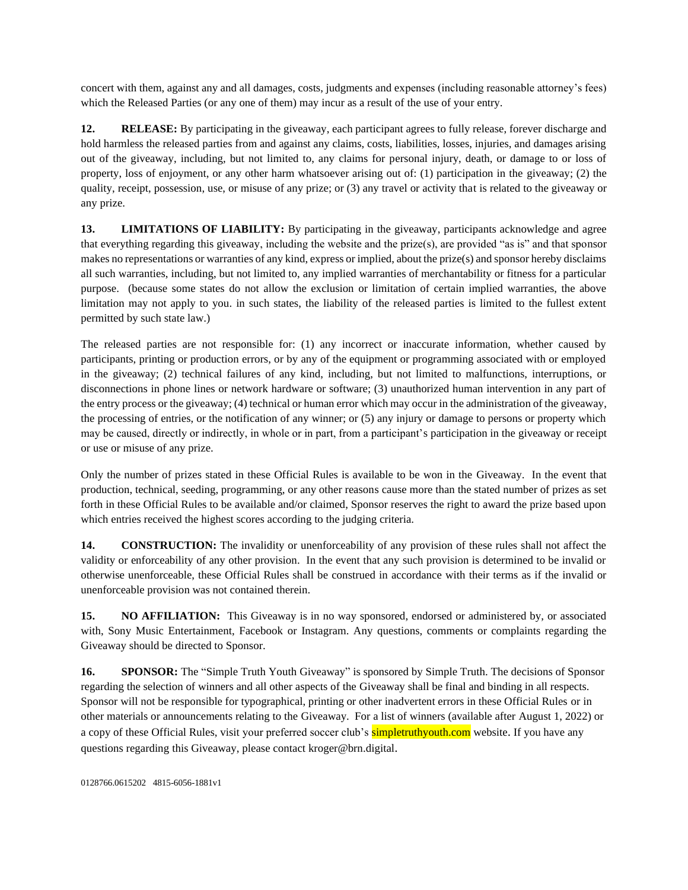concert with them, against any and all damages, costs, judgments and expenses (including reasonable attorney's fees) which the Released Parties (or any one of them) may incur as a result of the use of your entry.

**12. RELEASE:** By participating in the giveaway, each participant agrees to fully release, forever discharge and hold harmless the released parties from and against any claims, costs, liabilities, losses, injuries, and damages arising out of the giveaway, including, but not limited to, any claims for personal injury, death, or damage to or loss of property, loss of enjoyment, or any other harm whatsoever arising out of: (1) participation in the giveaway; (2) the quality, receipt, possession, use, or misuse of any prize; or (3) any travel or activity that is related to the giveaway or any prize.

**13. LIMITATIONS OF LIABILITY:** By participating in the giveaway, participants acknowledge and agree that everything regarding this giveaway, including the website and the prize(s), are provided "as is" and that sponsor makes no representations or warranties of any kind, express or implied, about the prize(s) and sponsor hereby disclaims all such warranties, including, but not limited to, any implied warranties of merchantability or fitness for a particular purpose. (because some states do not allow the exclusion or limitation of certain implied warranties, the above limitation may not apply to you. in such states, the liability of the released parties is limited to the fullest extent permitted by such state law.)

The released parties are not responsible for: (1) any incorrect or inaccurate information, whether caused by participants, printing or production errors, or by any of the equipment or programming associated with or employed in the giveaway; (2) technical failures of any kind, including, but not limited to malfunctions, interruptions, or disconnections in phone lines or network hardware or software; (3) unauthorized human intervention in any part of the entry process or the giveaway; (4) technical or human error which may occur in the administration of the giveaway, the processing of entries, or the notification of any winner; or (5) any injury or damage to persons or property which may be caused, directly or indirectly, in whole or in part, from a participant's participation in the giveaway or receipt or use or misuse of any prize.

Only the number of prizes stated in these Official Rules is available to be won in the Giveaway. In the event that production, technical, seeding, programming, or any other reasons cause more than the stated number of prizes as set forth in these Official Rules to be available and/or claimed, Sponsor reserves the right to award the prize based upon which entries received the highest scores according to the judging criteria.

**14. CONSTRUCTION:** The invalidity or unenforceability of any provision of these rules shall not affect the validity or enforceability of any other provision. In the event that any such provision is determined to be invalid or otherwise unenforceable, these Official Rules shall be construed in accordance with their terms as if the invalid or unenforceable provision was not contained therein.

**15. NO AFFILIATION:** This Giveaway is in no way sponsored, endorsed or administered by, or associated with, Sony Music Entertainment, Facebook or Instagram. Any questions, comments or complaints regarding the Giveaway should be directed to Sponsor.

**16. SPONSOR:** The "Simple Truth Youth Giveaway" is sponsored by Simple Truth. The decisions of Sponsor regarding the selection of winners and all other aspects of the Giveaway shall be final and binding in all respects. Sponsor will not be responsible for typographical, printing or other inadvertent errors in these Official Rules or in other materials or announcements relating to the Giveaway. For a list of winners (available after August 1, 2022) or a copy of these Official Rules, visit your preferred soccer club's simpletruthyouth.com website. If you have any questions regarding this Giveaway, please contact kroger@brn.digital.

0128766.0615202 4815-6056-1881v1